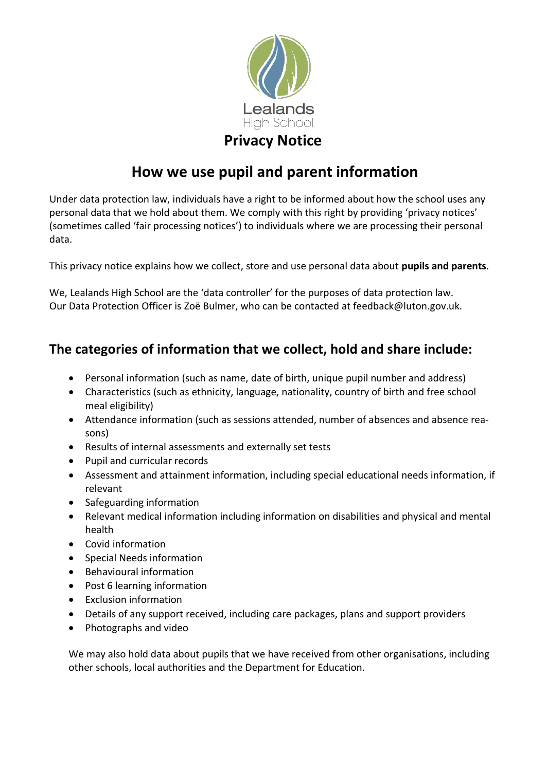Lealands
High School

# Privacy Notice

## How we use pupil and parent information

Under data protection law, individuals have a right to be informed about how the school uses any personal data that we hold about them. We comply with this right by providing 'privacy notices' (sometimes called 'fair processing notices') to individuals where we are processing their personal data.

This privacy notice explains how we collect, store and use personal data about **pupils and parents**.

We, Lealands High School are the 'data controller' for the purposes of data protection law.
Our Data Protection Officer is Zoë Bulmer, who can be contacted at feedback@luton.gov.uk.

## The categories of information that we collect, hold and share include:

- Personal information (such as name, date of birth, unique pupil number and address)
- Characteristics (such as ethnicity, language, nationality, country of birth and free school meal eligibility)
- Attendance information (such as sessions attended, number of absences and absence reasons)
- Results of internal assessments and externally set tests
- Pupil and curricular records
- Assessment and attainment information, including special educational needs information, if relevant
- Safeguarding information
- Relevant medical information including information on disabilities and physical and mental health
- Covid information
- Special Needs information
- Behavioural information
- Post 6 learning information
- Exclusion information
- Details of any support received, including care packages, plans and support providers
- Photographs and video

We may also hold data about pupils that we have received from other organisations, including other schools, local authorities and the Department for Education.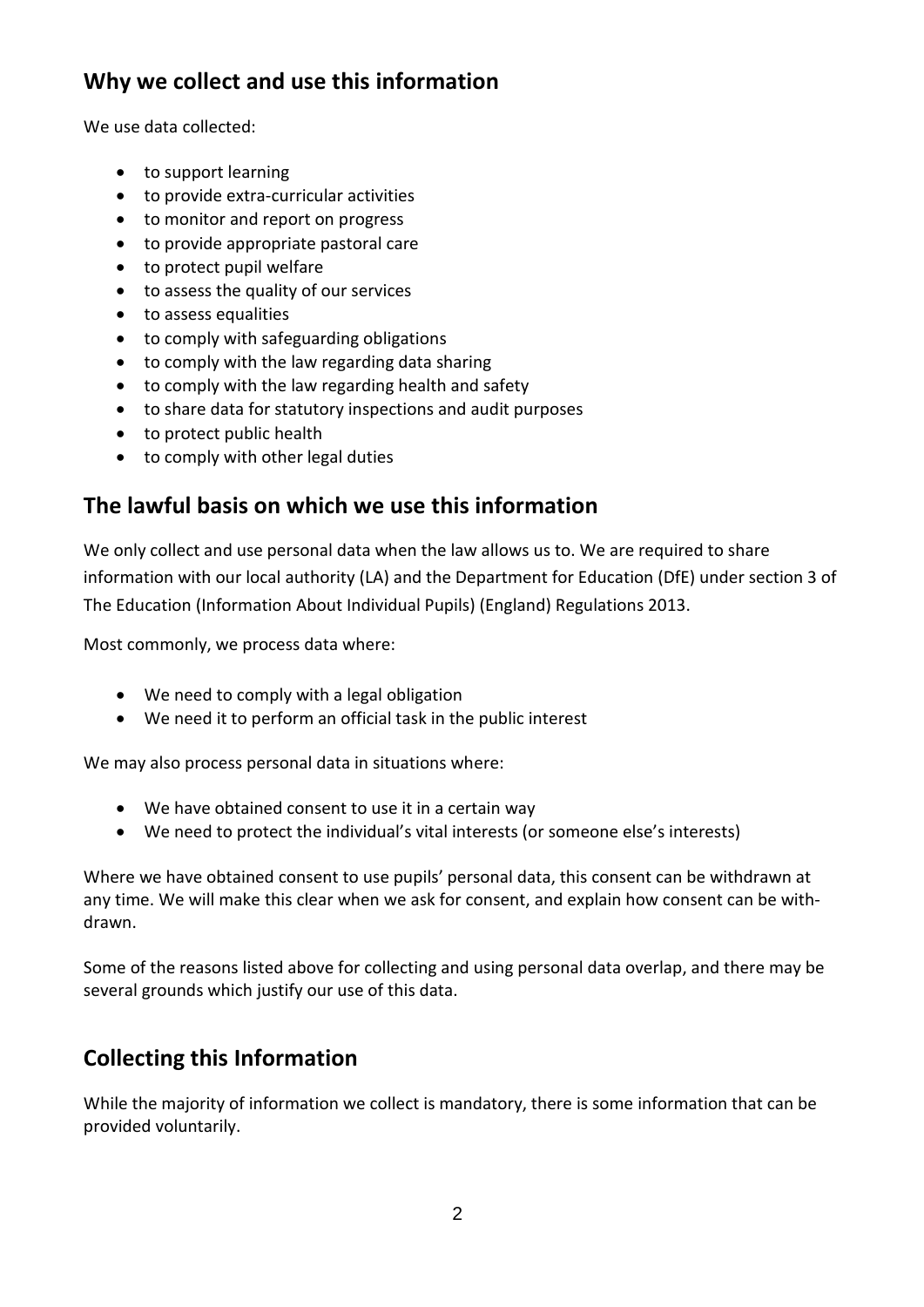## Why we collect and use this information

We use data collected:

- to support learning
- to provide extra-curricular activities
- to monitor and report on progress
- to provide appropriate pastoral care
- to protect pupil welfare
- to assess the quality of our services
- to assess equalities
- to comply with safeguarding obligations
- to comply with the law regarding data sharing
- to comply with the law regarding health and safety
- to share data for statutory inspections and audit purposes
- to protect public health
- to comply with other legal duties

## The lawful basis on which we use this information

We only collect and use personal data when the law allows us to. We are required to share information with our local authority (LA) and the Department for Education (DfE) under section 3 of The Education (Information About Individual Pupils) (England) Regulations 2013.

Most commonly, we process data where:

- We need to comply with a legal obligation
- We need it to perform an official task in the public interest

We may also process personal data in situations where:

- We have obtained consent to use it in a certain way
- We need to protect the individual's vital interests (or someone else's interests)

Where we have obtained consent to use pupils' personal data, this consent can be withdrawn at any time. We will make this clear when we ask for consent, and explain how consent can be withdrawn.

Some of the reasons listed above for collecting and using personal data overlap, and there may be several grounds which justify our use of this data.

## Collecting this Information

While the majority of information we collect is mandatory, there is some information that can be provided voluntarily.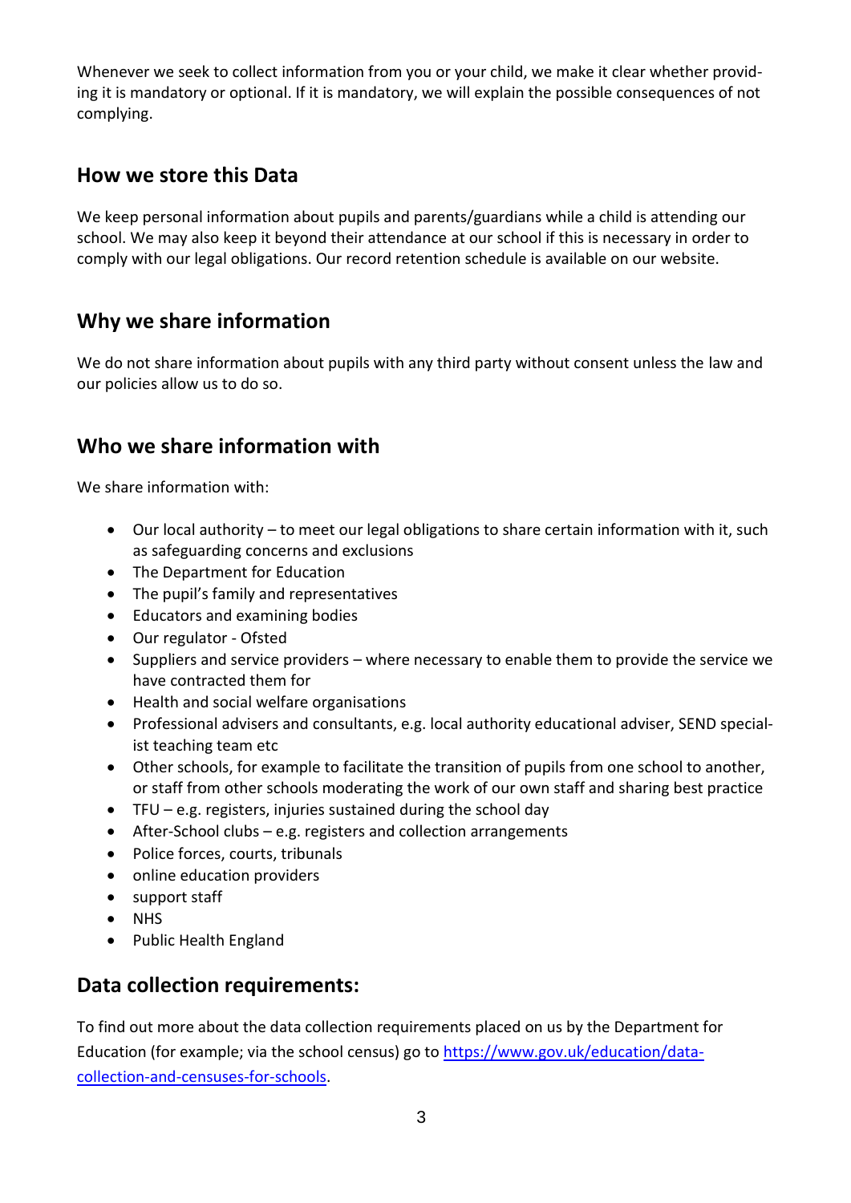Whenever we seek to collect information from you or your child, we make it clear whether providing it is mandatory or optional. If it is mandatory, we will explain the possible consequences of not complying.

## How we store this Data

We keep personal information about pupils and parents/guardians while a child is attending our school. We may also keep it beyond their attendance at our school if this is necessary in order to comply with our legal obligations. Our record retention schedule is available on our website.

## Why we share information

We do not share information about pupils with any third party without consent unless the law and our policies allow us to do so.

## Who we share information with

We share information with:

- Our local authority – to meet our legal obligations to share certain information with it, such as safeguarding concerns and exclusions
- The Department for Education
- The pupil's family and representatives
- Educators and examining bodies
- Our regulator - Ofsted
- Suppliers and service providers – where necessary to enable them to provide the service we have contracted them for
- Health and social welfare organisations
- Professional advisers and consultants, e.g. local authority educational adviser, SEND specialist teaching team etc
- Other schools, for example to facilitate the transition of pupils from one school to another, or staff from other schools moderating the work of our own staff and sharing best practice
- TFU – e.g. registers, injuries sustained during the school day
- After-School clubs – e.g. registers and collection arrangements
- Police forces, courts, tribunals
- online education providers
- support staff
- NHS
- Public Health England

## Data collection requirements:

To find out more about the data collection requirements placed on us by the Department for Education (for example; via the school census) go to [https://www.gov.uk/education/data-collection-and-censuses-for-schools](https://www.gov.uk/education/data-collection-and-censuses-for-schools).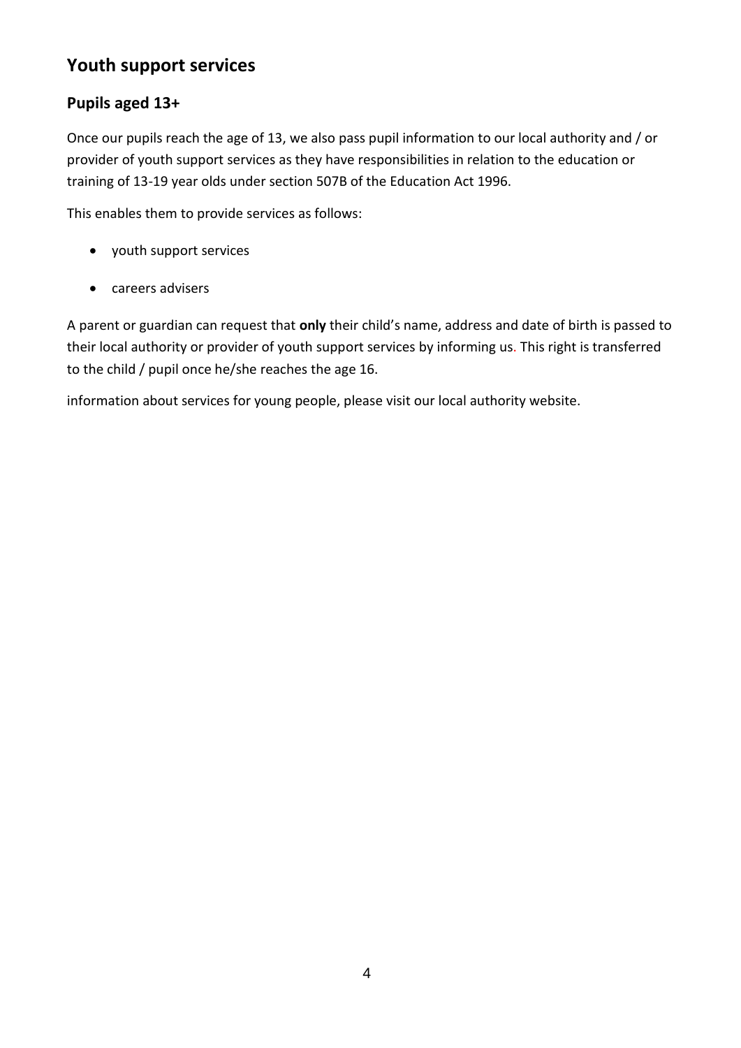## Youth support services

### Pupils aged 13+

Once our pupils reach the age of 13, we also pass pupil information to our local authority and / or provider of youth support services as they have responsibilities in relation to the education or training of 13-19 year olds under section 507B of the Education Act 1996.

This enables them to provide services as follows:

- youth support services
- careers advisers

A parent or guardian can request that **only** their child's name, address and date of birth is passed to their local authority or provider of youth support services by informing us. This right is transferred to the child / pupil once he/she reaches the age 16.

information about services for young people, please visit our local authority website.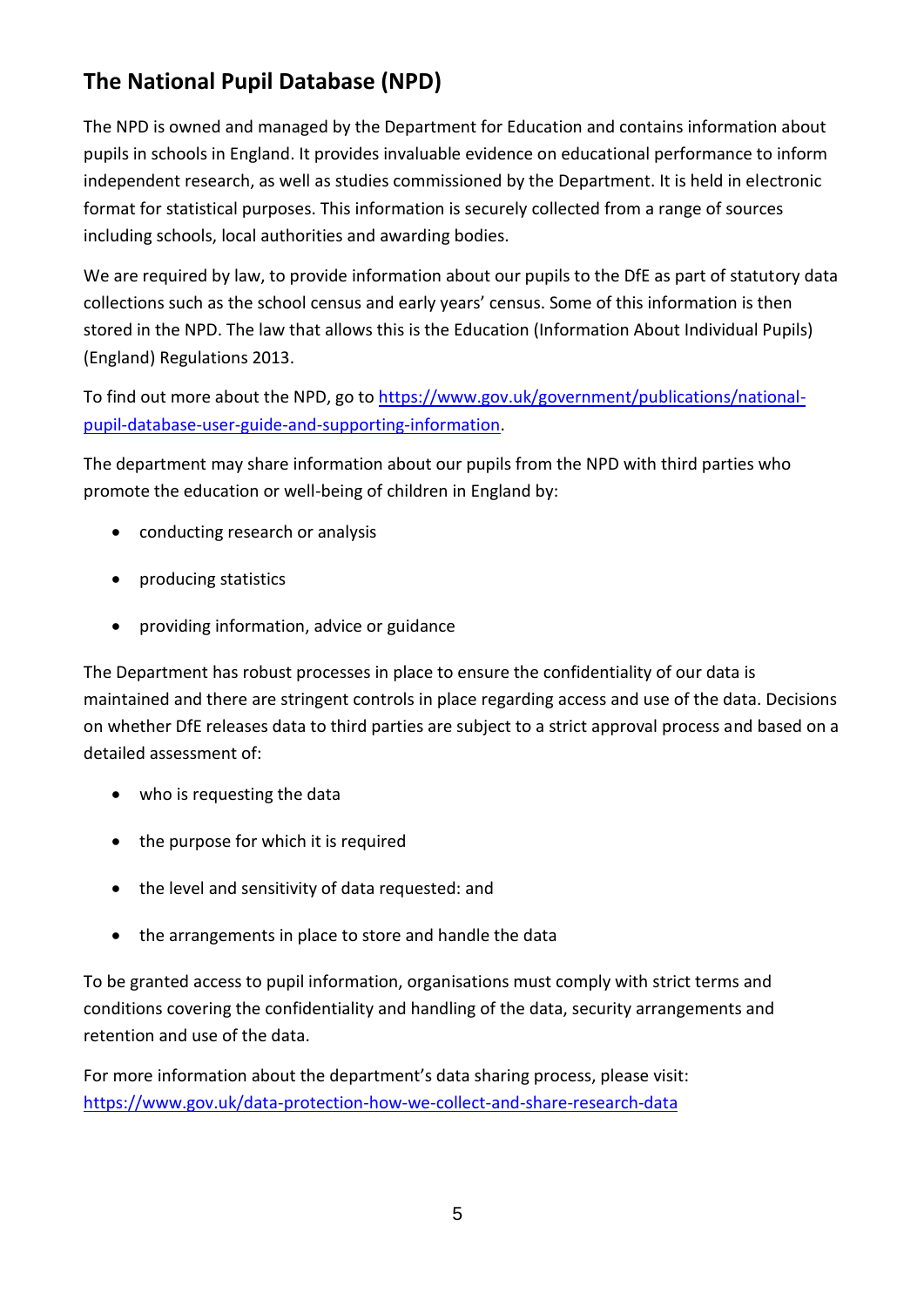## The National Pupil Database (NPD)

The NPD is owned and managed by the Department for Education and contains information about pupils in schools in England. It provides invaluable evidence on educational performance to inform independent research, as well as studies commissioned by the Department. It is held in electronic format for statistical purposes. This information is securely collected from a range of sources including schools, local authorities and awarding bodies.

We are required by law, to provide information about our pupils to the DfE as part of statutory data collections such as the school census and early years' census. Some of this information is then stored in the NPD. The law that allows this is the Education (Information About Individual Pupils) (England) Regulations 2013.

To find out more about the NPD, go to [https://www.gov.uk/government/publications/national-pupil-database-user-guide-and-supporting-information](https://www.gov.uk/government/publications/national-pupil-database-user-guide-and-supporting-information).

The department may share information about our pupils from the NPD with third parties who promote the education or well-being of children in England by:

- conducting research or analysis
- producing statistics
- providing information, advice or guidance

The Department has robust processes in place to ensure the confidentiality of our data is maintained and there are stringent controls in place regarding access and use of the data. Decisions on whether DfE releases data to third parties are subject to a strict approval process and based on a detailed assessment of:

- who is requesting the data
- the purpose for which it is required
- the level and sensitivity of data requested: and
- the arrangements in place to store and handle the data

To be granted access to pupil information, organisations must comply with strict terms and conditions covering the confidentiality and handling of the data, security arrangements and retention and use of the data.

For more information about the department's data sharing process, please visit: [https://www.gov.uk/data-protection-how-we-collect-and-share-research-data](https://www.gov.uk/data-protection-how-we-collect-and-share-research-data)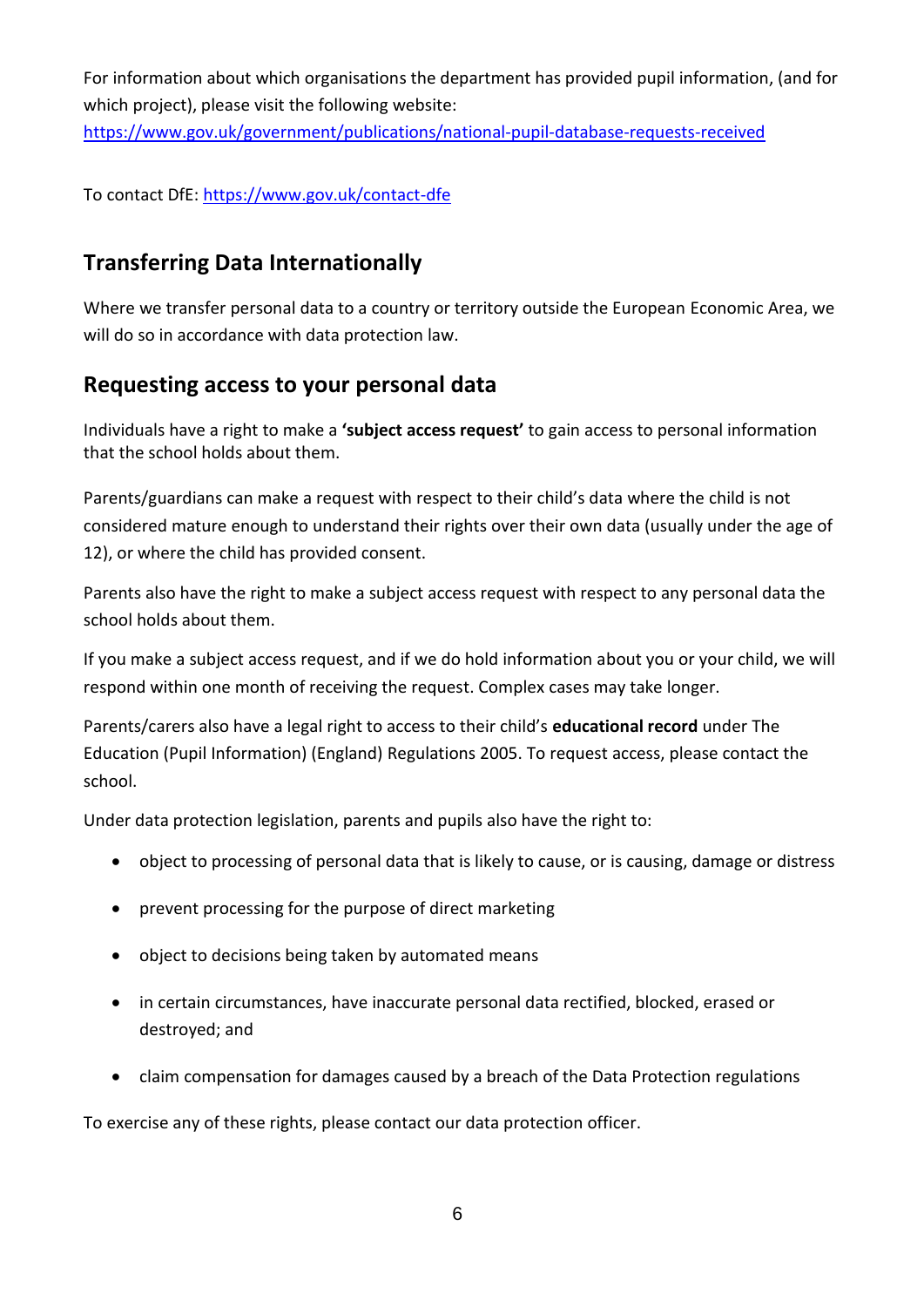For information about which organisations the department has provided pupil information, (and for which project), please visit the following website: https://www.gov.uk/government/publications/national-pupil-database-requests-received

To contact DfE: https://www.gov.uk/contact-dfe

## Transferring Data Internationally

Where we transfer personal data to a country or territory outside the European Economic Area, we will do so in accordance with data protection law.

## Requesting access to your personal data

Individuals have a right to make a **'subject access request'** to gain access to personal information that the school holds about them.

Parents/guardians can make a request with respect to their child's data where the child is not considered mature enough to understand their rights over their own data (usually under the age of 12), or where the child has provided consent.

Parents also have the right to make a subject access request with respect to any personal data the school holds about them.

If you make a subject access request, and if we do hold information about you or your child, we will respond within one month of receiving the request. Complex cases may take longer.

Parents/carers also have a legal right to access to their child's **educational record** under The Education (Pupil Information) (England) Regulations 2005. To request access, please contact the school.

Under data protection legislation, parents and pupils also have the right to:

- object to processing of personal data that is likely to cause, or is causing, damage or distress
- prevent processing for the purpose of direct marketing
- object to decisions being taken by automated means
- in certain circumstances, have inaccurate personal data rectified, blocked, erased or destroyed; and
- claim compensation for damages caused by a breach of the Data Protection regulations

To exercise any of these rights, please contact our data protection officer.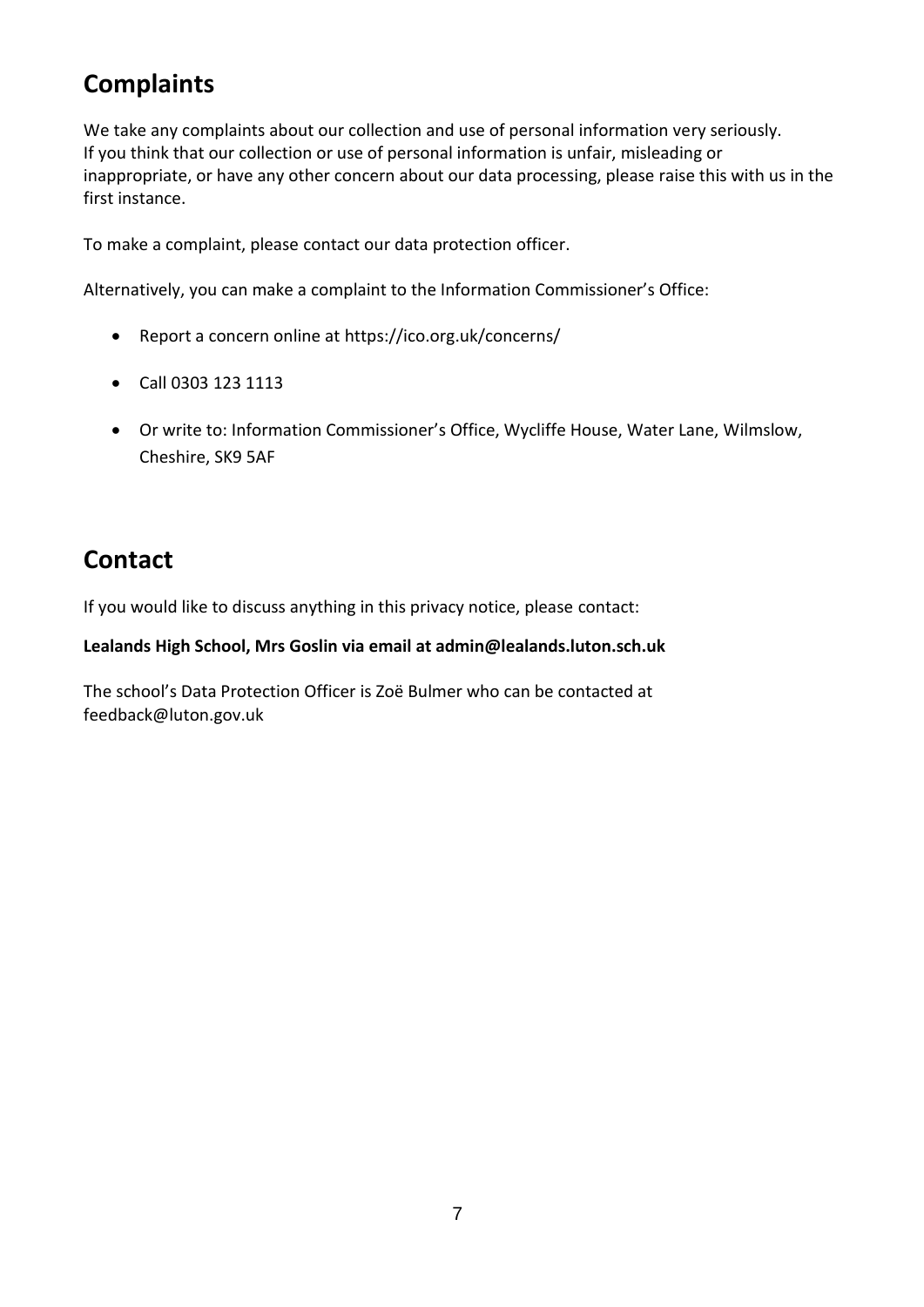## Complaints

We take any complaints about our collection and use of personal information very seriously. If you think that our collection or use of personal information is unfair, misleading or inappropriate, or have any other concern about our data processing, please raise this with us in the first instance.

To make a complaint, please contact our data protection officer.

Alternatively, you can make a complaint to the Information Commissioner's Office:

- Report a concern online at https://ico.org.uk/concerns/
- Call 0303 123 1113
- Or write to: Information Commissioner's Office, Wycliffe House, Water Lane, Wilmslow, Cheshire, SK9 5AF

## Contact

If you would like to discuss anything in this privacy notice, please contact:

**Lealands High School, Mrs Goslin via email at admin@lealands.luton.sch.uk**

The school's Data Protection Officer is Zoë Bulmer who can be contacted at feedback@luton.gov.uk